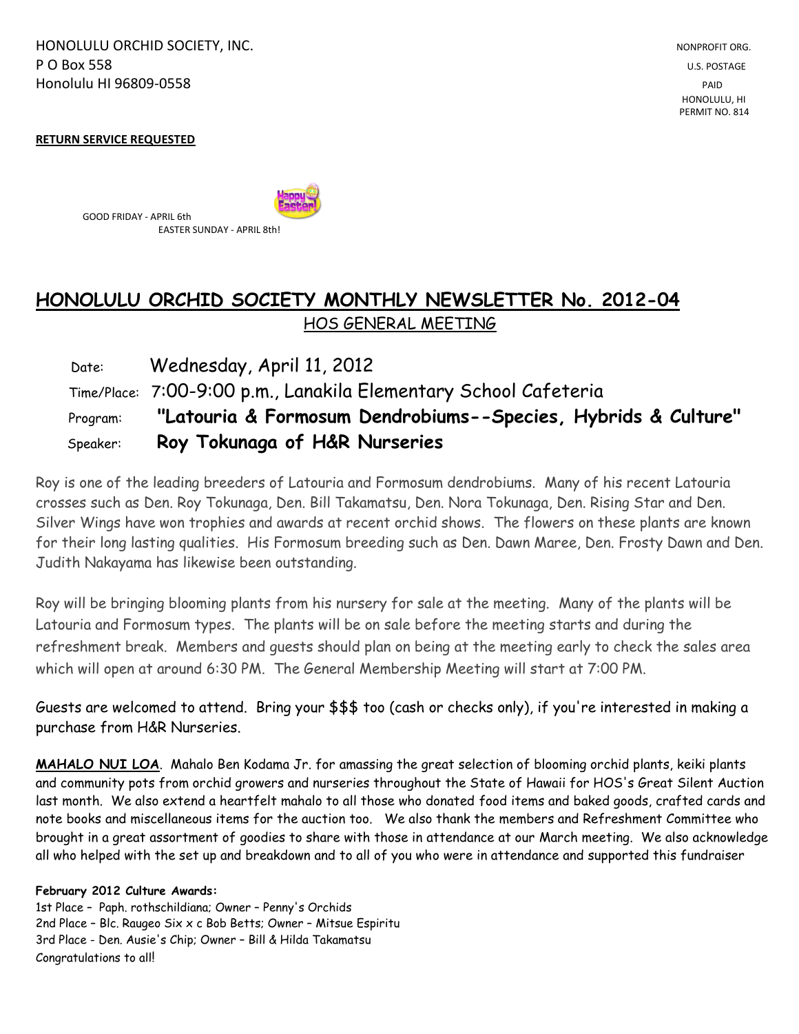HONOLULU ORCHID SOCIETY, INC.
P O Box 558
Honolulu HI 96809-0558

NONPROFIT ORG.
U.S. POSTAGE
PAID
HONOLULU, HI
PERMIT NO. 814

**RETURN SERVICE REQUESTED**

GOOD FRIDAY - APRIL 6th
EASTER SUNDAY - APRIL 8th!

# HONOLULU ORCHID SOCIETY MONTHLY NEWSLETTER No. 2012-04

## HOS GENERAL MEETING

Date: Wednesday, April 11, 2012

Time/Place: 7:00-9:00 p.m., Lanakila Elementary School Cafeteria

Program: **"Latouria & Formosum Dendrobiums--Species, Hybrids & Culture"**

Speaker: **Roy Tokunaga of H&R Nurseries**

Roy is one of the leading breeders of Latouria and Formosum dendrobiums. Many of his recent Latouria crosses such as Den. Roy Tokunaga, Den. Bill Takamatsu, Den. Nora Tokunaga, Den. Rising Star and Den. Silver Wings have won trophies and awards at recent orchid shows. The flowers on these plants are known for their long lasting qualities. His Formosum breeding such as Den. Dawn Maree, Den. Frosty Dawn and Den. Judith Nakayama has likewise been outstanding.

Roy will be bringing blooming plants from his nursery for sale at the meeting. Many of the plants will be Latouria and Formosum types. The plants will be on sale before the meeting starts and during the refreshment break. Members and guests should plan on being at the meeting early to check the sales area which will open at around 6:30 PM. The General Membership Meeting will start at 7:00 PM.

Guests are welcomed to attend. Bring your $$$ too (cash or checks only), if you're interested in making a purchase from H&R Nurseries.

**MAHALO NUI LOA**. Mahalo Ben Kodama Jr. for amassing the great selection of blooming orchid plants, keiki plants and community pots from orchid growers and nurseries throughout the State of Hawaii for HOS's Great Silent Auction last month. We also extend a heartfelt mahalo to all those who donated food items and baked goods, crafted cards and note books and miscellaneous items for the auction too. We also thank the members and Refreshment Committee who brought in a great assortment of goodies to share with those in attendance at our March meeting. We also acknowledge all who helped with the set up and breakdown and to all of you who were in attendance and supported this fundraiser

**February 2012 Culture Awards:**

1st Place – Paph. rothschildiana; Owner – Penny's Orchids
2nd Place – Blc. Raugeo Six x c Bob Betts; Owner – Mitsue Espiritu
3rd Place - Den. Ausie's Chip; Owner – Bill & Hilda Takamatsu
Congratulations to all!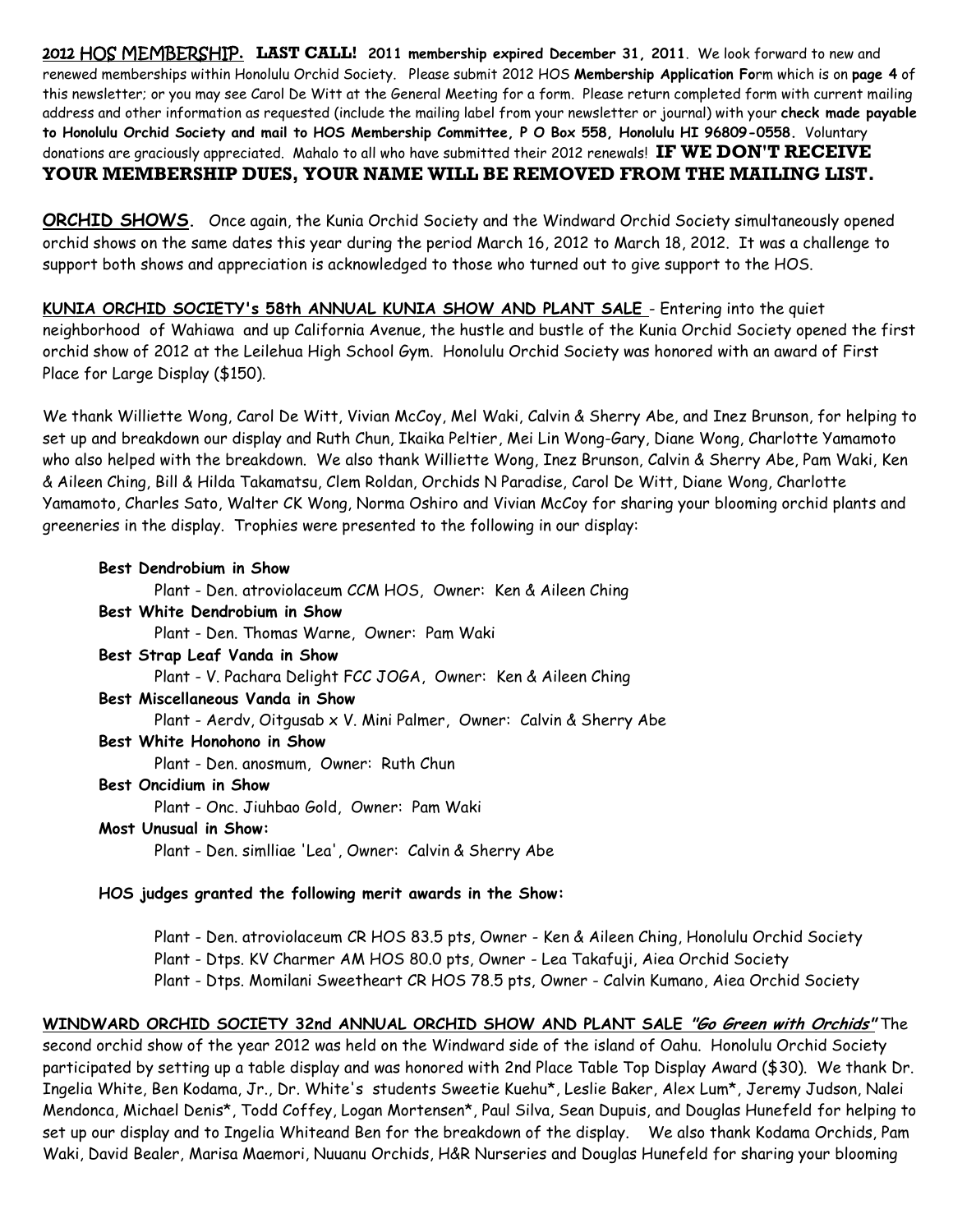**2012 HOS MEMBERSHIP. LAST CALL! 2011 membership expired December 31, 2011**. We look forward to new and renewed memberships within Honolulu Orchid Society. Please submit 2012 HOS **Membership Application Fo**rm which is on **page 4** of this newsletter; or you may see Carol De Witt at the General Meeting for a form. Please return completed form with current mailing address and other information as requested (include the mailing label from your newsletter or journal) with your **check made payable to Honolulu Orchid Society and mail to HOS Membership Committee, P O Box 558, Honolulu HI 96809-0558.** Voluntary donations are graciously appreciated. Mahalo to all who have submitted their 2012 renewals! **IF WE DON'T RECEIVE YOUR MEMBERSHIP DUES, YOUR NAME WILL BE REMOVED FROM THE MAILING LIST.**

**ORCHID SHOWS**. Once again, the Kunia Orchid Society and the Windward Orchid Society simultaneously opened orchid shows on the same dates this year during the period March 16, 2012 to March 18, 2012. It was a challenge to support both shows and appreciation is acknowledged to those who turned out to give support to the HOS.

**KUNIA ORCHID SOCIETY's 58th ANNUAL KUNIA SHOW AND PLANT SALE** - Entering into the quiet neighborhood of Wahiawa and up California Avenue, the hustle and bustle of the Kunia Orchid Society opened the first orchid show of 2012 at the Leilehua High School Gym. Honolulu Orchid Society was honored with an award of First Place for Large Display ($150).

We thank Williette Wong, Carol De Witt, Vivian McCoy, Mel Waki, Calvin & Sherry Abe, and Inez Brunson, for helping to set up and breakdown our display and Ruth Chun, Ikaika Peltier, Mei Lin Wong-Gary, Diane Wong, Charlotte Yamamoto who also helped with the breakdown. We also thank Williette Wong, Inez Brunson, Calvin & Sherry Abe, Pam Waki, Ken & Aileen Ching, Bill & Hilda Takamatsu, Clem Roldan, Orchids N Paradise, Carol De Witt, Diane Wong, Charlotte Yamamoto, Charles Sato, Walter CK Wong, Norma Oshiro and Vivian McCoy for sharing your blooming orchid plants and greeneries in the display. Trophies were presented to the following in our display:

**Best Dendrobium in Show**
Plant - Den. atroviolaceum CCM HOS, Owner: Ken & Aileen Ching

**Best White Dendrobium in Show**
Plant - Den. Thomas Warne, Owner: Pam Waki

**Best Strap Leaf Vanda in Show**
Plant - V. Pachara Delight FCC JOGA, Owner: Ken & Aileen Ching

**Best Miscellaneous Vanda in Show**
Plant - Aerdv, Oitgusab x V. Mini Palmer, Owner: Calvin & Sherry Abe

**Best White Honohono in Show**
Plant - Den. anosmum, Owner: Ruth Chun

**Best Oncidium in Show**
Plant - Onc. Jiuhbao Gold, Owner: Pam Waki

**Most Unusual in Show:**
Plant - Den. simlliae 'Lea', Owner: Calvin & Sherry Abe

**HOS judges granted the following merit awards in the Show:**

Plant - Den. atroviolaceum CR HOS 83.5 pts, Owner - Ken & Aileen Ching, Honolulu Orchid Society
Plant - Dtps. KV Charmer AM HOS 80.0 pts, Owner - Lea Takafuji, Aiea Orchid Society
Plant - Dtps. Momilani Sweetheart CR HOS 78.5 pts, Owner - Calvin Kumano, Aiea Orchid Society

**WINDWARD ORCHID SOCIETY 32nd ANNUAL ORCHID SHOW AND PLANT SALE *"Go Green with Orchids"*** The second orchid show of the year 2012 was held on the Windward side of the island of Oahu. Honolulu Orchid Society participated by setting up a table display and was honored with 2nd Place Table Top Display Award ($30). We thank Dr. Ingelia White, Ben Kodama, Jr., Dr. White's students Sweetie Kuehu*, Leslie Baker, Alex Lum*, Jeremy Judson, Nalei Mendonca, Michael Denis*, Todd Coffey, Logan Mortensen*, Paul Silva, Sean Dupuis, and Douglas Hunefeld for helping to set up our display and to Ingelia Whiteand Ben for the breakdown of the display. We also thank Kodama Orchids, Pam Waki, David Bealer, Marisa Maemori, Nuuanu Orchids, H&R Nurseries and Douglas Hunefeld for sharing your blooming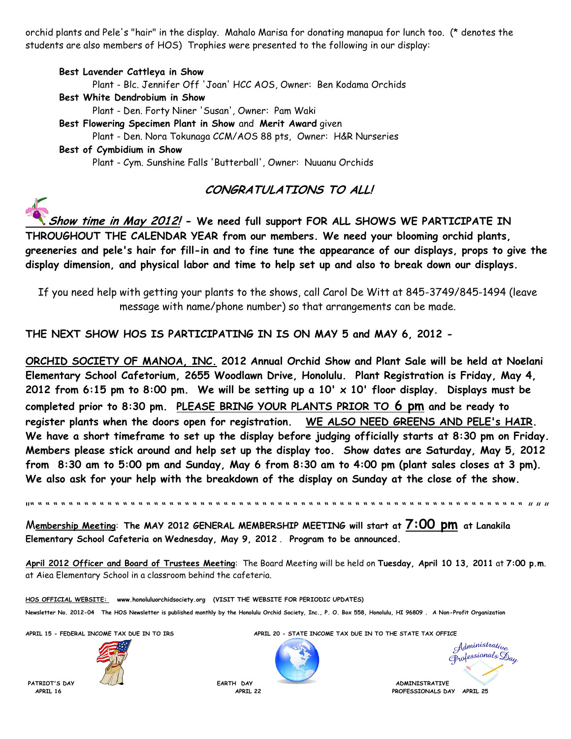orchid plants and Pele's "hair" in the display. Mahalo Marisa for donating manapua for lunch too. (* denotes the students are also members of HOS) Trophies were presented to the following in our display:

**Best Lavender Cattleya in Show**
Plant - Blc. Jennifer Off 'Joan' HCC AOS, Owner: Ben Kodama Orchids

**Best White Dendrobium in Show**
Plant - Den. Forty Niner 'Susan', Owner: Pam Waki

**Best Flowering Specimen Plant in Show** and **Merit Award** given
Plant - Den. Nora Tokunaga CCM/AOS 88 pts, Owner: H&R Nurseries

**Best of Cymbidium in Show**
Plant - Cym. Sunshine Falls 'Butterball', Owner: Nuuanu Orchids

## *CONGRATULATIONS TO ALL!*

***Show time in May 2012!*** **- We need full support FOR ALL SHOWS WE PARTICIPATE IN THROUGHOUT THE CALENDAR YEAR from our members. We need your blooming orchid plants, greeneries and pele's hair for fill-in and to fine tune the appearance of our displays, props to give the display dimension, and physical labor and time to help set up and also to break down our displays.**

If you need help with getting your plants to the shows, call Carol De Witt at 845-3749/845-1494 (leave message with name/phone number) so that arrangements can be made.

**THE NEXT SHOW HOS IS PARTICIPATING IN IS ON MAY 5 and MAY 6, 2012 -**

**ORCHID SOCIETY OF MANOA, INC. 2012 Annual Orchid Show and Plant Sale will be held at Noelani Elementary School Cafetorium, 2655 Woodlawn Drive, Honolulu. Plant Registration is Friday, May 4, 2012 from 6:15 pm to 8:00 pm. We will be setting up a 10' x 10' floor display. Displays must be completed prior to 8:30 pm. PLEASE BRING YOUR PLANTS PRIOR TO 6 pm and be ready to register plants when the doors open for registration. WE ALSO NEED GREENS AND PELE's HAIR. We have a short timeframe to set up the display before judging officially starts at 8:30 pm on Friday. Members please stick around and help set up the display too. Show dates are Saturday, May 5, 2012 from 8:30 am to 5:00 pm and Sunday, May 6 from 8:30 am to 4:00 pm (plant sales closes at 3 pm). We also ask for your help with the breakdown of the display on Sunday at the close of the show.**

" " " " " " " " " " " " " " " " " " " " " " " " " " " " " " " " " " " " " " " " " " " " " " " " " " " " " " " " " " " " " " " " " " "

Membership Meeting: **The MAY 2012 GENERAL MEMBERSHIP MEETING will start at 7:00 pm at Lanakila Elementary School Cafeteria on Wednesday, May 9, 2012. Program to be announced.**

**April 2012 Officer and Board of Trustees Meeting**: The Board Meeting will be held on **Tuesday, April 10 13, 2011** at **7:00 p.m**. at Aiea Elementary School in a classroom behind the cafeteria.

**HOS OFFICIAL WEBSITE: www.honoluluorchidsociety.org (VISIT THE WEBSITE FOR PERIODIC UPDATES)**

**Newsletter No. 2012-04 The HOS Newsletter is published monthly by the Honolulu Orchid Society, Inc., P. O. Box 558, Honolulu, HI 96809 . A Non-Profit Organization**

APRIL 15 - FEDERAL INCOME TAX DUE IN TO IRS

APRIL 20 - STATE INCOME TAX DUE IN TO THE STATE TAX OFFICE

PATRIOT'S DAY APRIL 16

EARTH DAY APRIL 22

ADMINISTRATIVE PROFESSIONALS DAY APRIL 25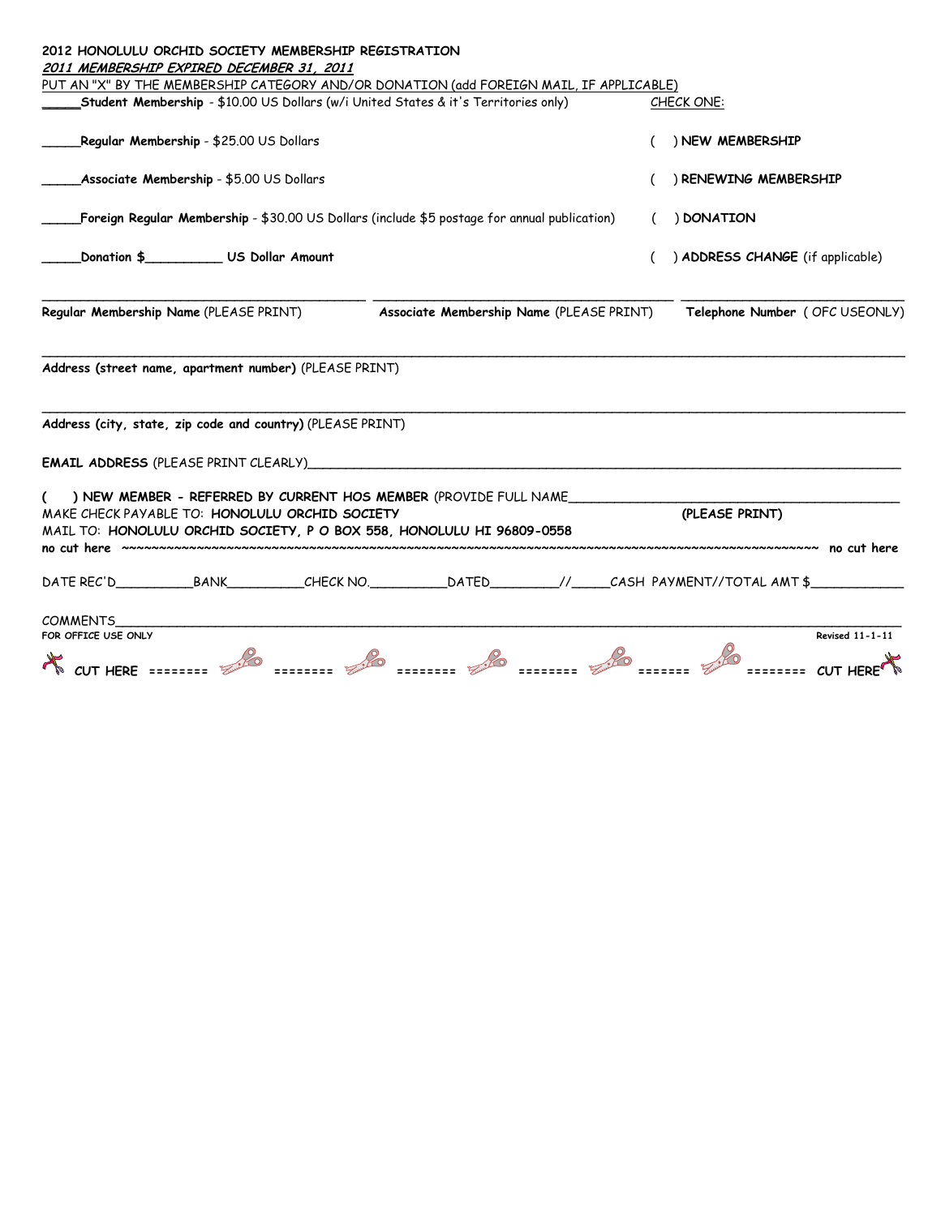**2012 HONOLULU ORCHID SOCIETY MEMBERSHIP REGISTRATION**

***2011 MEMBERSHIP EXPIRED DECEMBER 31, 2011***

PUT AN "X" BY THE MEMBERSHIP CATEGORY AND/OR DONATION (add FOREIGN MAIL, IF APPLICABLE)

_____**Student Membership** - $10.00 US Dollars (w/i United States & it's Territories only)

_____**Regular Membership** - $25.00 US Dollars

_____**Associate Membership** - $5.00 US Dollars

_____**Foreign Regular Membership** - $30.00 US Dollars (include $5 postage for annual publication)

_____**Donation $**__________ **US Dollar Amount**

CHECK ONE:

( ) **NEW MEMBERSHIP**

( ) **RENEWING MEMBERSHIP**

( ) **DONATION**

( ) **ADDRESS CHANGE** (if applicable)

__________________________________________ __________________________________________ ______________________________

**Regular Membership Name** (PLEASE PRINT) **Associate Membership Name** (PLEASE PRINT) **Telephone Number** ( OFC USEONLY)

______________________________________________________________________________________________________

**Address (street name, apartment number)** (PLEASE PRINT)

______________________________________________________________________________________________________

**Address (city, state, zip code and country)** (PLEASE PRINT)

**EMAIL ADDRESS** (PLEASE PRINT CLEARLY)______________________________________________________________________________

( ) **NEW MEMBER - REFERRED BY CURRENT HOS MEMBER** (PROVIDE FULL NAME_____________________________________________ **(PLEASE PRINT)**

MAKE CHECK PAYABLE TO: **HONOLULU ORCHID SOCIETY**

MAIL TO: **HONOLULU ORCHID SOCIETY, P O BOX 558, HONOLULU HI 96809-0558**

**no cut here** ~~~~~~~~~~~~~~~~~~~~~~~~~~~~~~~~~~~~~~~~~~~~~~~~~~~~~~~~~~~~~~~~~~~~~~~~~~~~~~~~~~~~~~~~~~~~ **no cut here**

DATE REC'D__________BANK__________CHECK NO.__________DATED_________//_____CASH PAYMENT//TOTAL AMT $____________

COMMENTS______________________________________________________________________________________________

**FOR OFFICE USE ONLY** **Revised 11-1-11**

**CUT HERE** ======== ======== ======== ======== ======= ======== **CUT HERE**